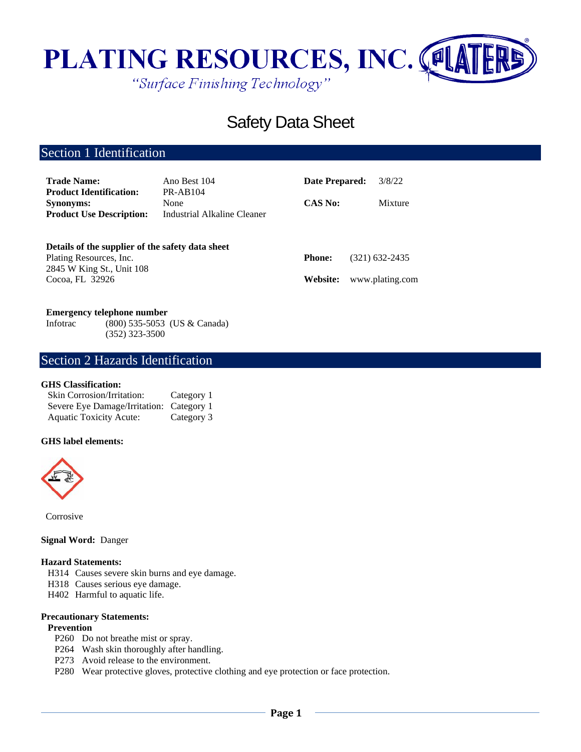# PLATING RESOURCES, INC.

*"Surface Finishing Technology"*

# Safety Data Sheet

## Section 1 Identification

| | | | |
|---|---|---|---|
| **Trade Name:** | Ano Best 104 | **Date Prepared:** | 3/8/22 |
| **Product Identification:** | PR-AB104 | | |
| **Synonyms:** | None | **CAS No:** | Mixture |
| **Product Use Description:** | Industrial Alkaline Cleaner | | |

**Details of the supplier of the safety data sheet**

Plating Resources, Inc.
2845 W King St., Unit 108
Cocoa, FL 32926

**Phone:** (321) 632-2435

**Website:** www.plating.com

**Emergency telephone number**

Infotrac (800) 535-5053 (US & Canada)
(352) 323-3500

## Section 2 Hazards Identification

**GHS Classification:**

| | |
|---|---|
| Skin Corrosion/Irritation: | Category 1 |
| Severe Eye Damage/Irritation: | Category 1 |
| Aquatic Toxicity Acute: | Category 3 |

**GHS label elements:**

Corrosive

**Signal Word:** Danger

**Hazard Statements:**

H314 Causes severe skin burns and eye damage.
H318 Causes serious eye damage.
H402 Harmful to aquatic life.

**Precautionary Statements:**

**Prevention**

P260 Do not breathe mist or spray.
P264 Wash skin thoroughly after handling.
P273 Avoid release to the environment.
P280 Wear protective gloves, protective clothing and eye protection or face protection.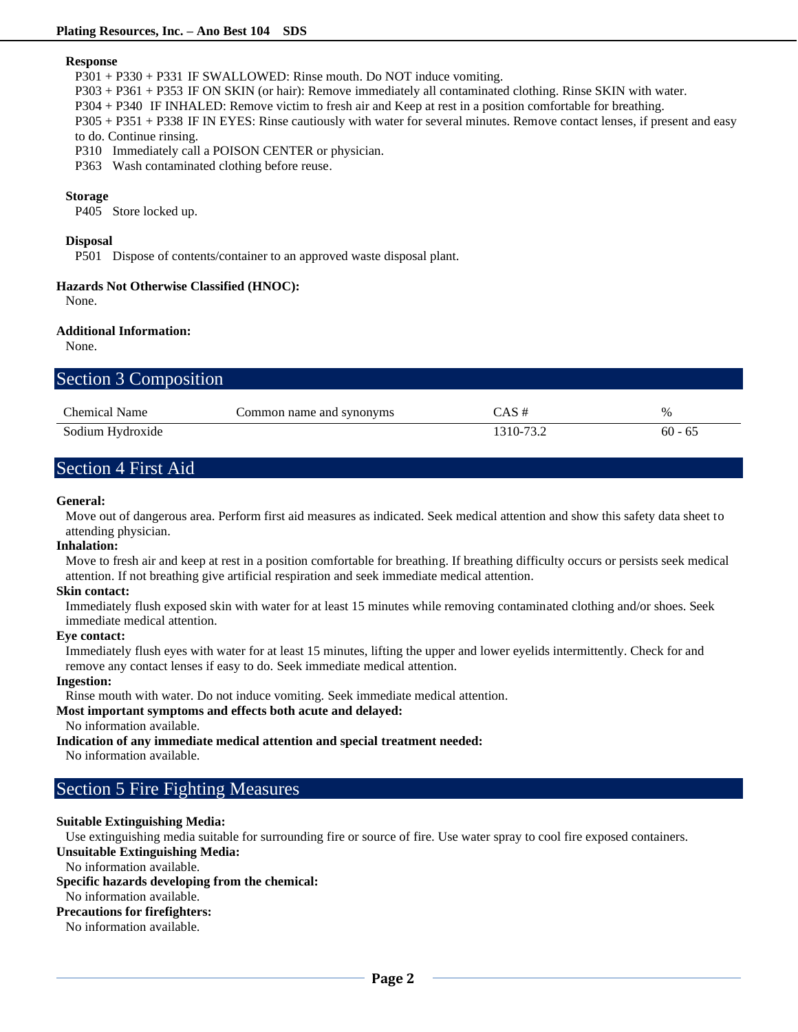**Response**

P301 + P330 + P331 IF SWALLOWED: Rinse mouth. Do NOT induce vomiting.
P303 + P361 + P353 IF ON SKIN (or hair): Remove immediately all contaminated clothing. Rinse SKIN with water.
P304 + P340 IF INHALED: Remove victim to fresh air and Keep at rest in a position comfortable for breathing.
P305 + P351 + P338 IF IN EYES: Rinse cautiously with water for several minutes. Remove contact lenses, if present and easy to do. Continue rinsing.
P310 Immediately call a POISON CENTER or physician.
P363 Wash contaminated clothing before reuse.

**Storage**

P405 Store locked up.

**Disposal**

P501 Dispose of contents/container to an approved waste disposal plant.

**Hazards Not Otherwise Classified (HNOC):**

None.

**Additional Information:**

None.

## Section 3 Composition

| Chemical Name | Common name and synonyms | CAS # | % |
|---|---|---|---|
| Sodium Hydroxide | | 1310-73.2 | 60 - 65 |

## Section 4 First Aid

**General:**
Move out of dangerous area. Perform first aid measures as indicated. Seek medical attention and show this safety data sheet to attending physician.

**Inhalation:**
Move to fresh air and keep at rest in a position comfortable for breathing. If breathing difficulty occurs or persists seek medical attention. If not breathing give artificial respiration and seek immediate medical attention.

**Skin contact:**
Immediately flush exposed skin with water for at least 15 minutes while removing contaminated clothing and/or shoes. Seek immediate medical attention.

**Eye contact:**
Immediately flush eyes with water for at least 15 minutes, lifting the upper and lower eyelids intermittently. Check for and remove any contact lenses if easy to do. Seek immediate medical attention.

**Ingestion:**
Rinse mouth with water. Do not induce vomiting. Seek immediate medical attention.

**Most important symptoms and effects both acute and delayed:**
No information available.

**Indication of any immediate medical attention and special treatment needed:**
No information available.

## Section 5 Fire Fighting Measures

**Suitable Extinguishing Media:**
Use extinguishing media suitable for surrounding fire or source of fire. Use water spray to cool fire exposed containers.

**Unsuitable Extinguishing Media:**
No information available.

**Specific hazards developing from the chemical:**
No information available.

**Precautions for firefighters:**
No information available.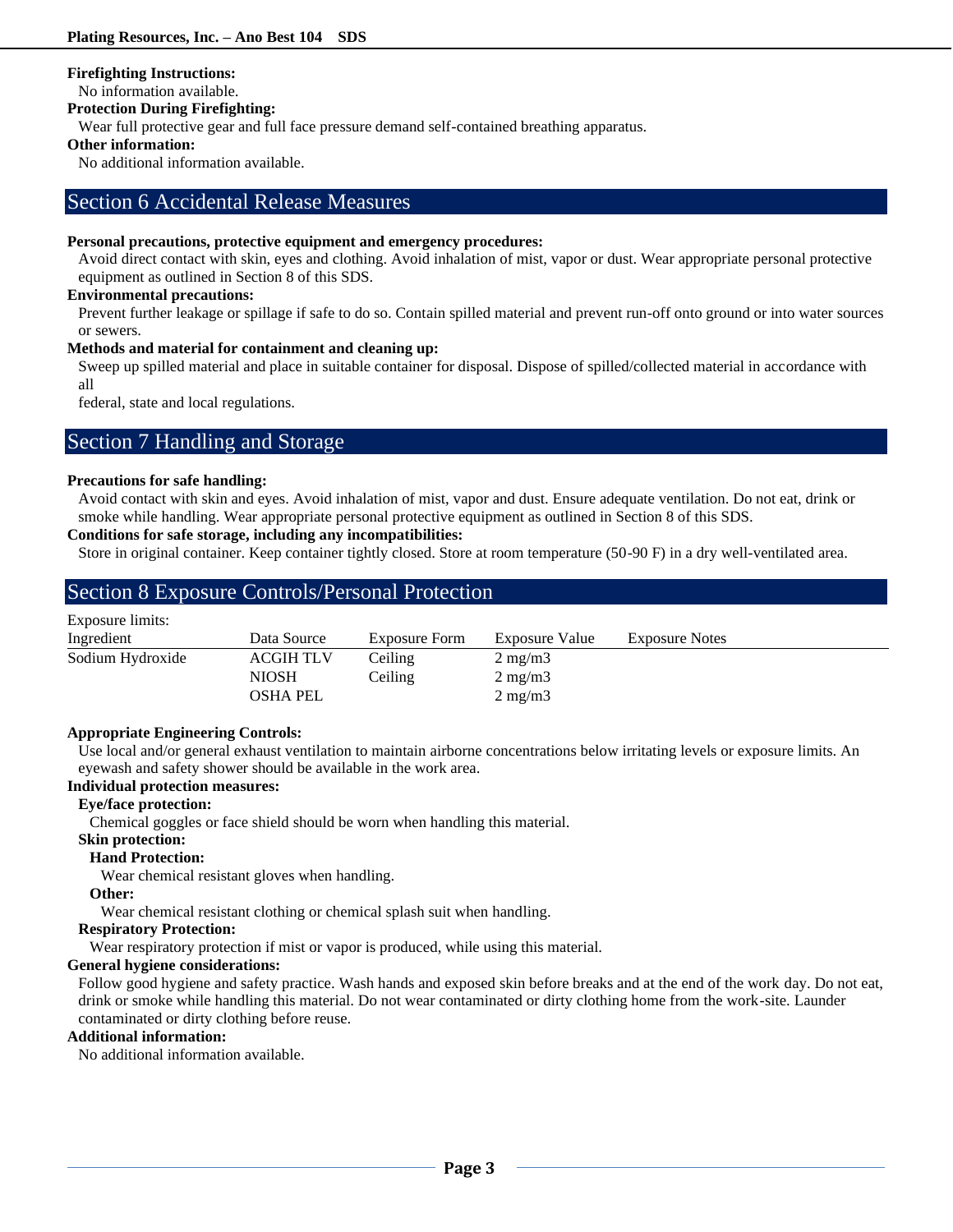**Firefighting Instructions:**

No information available.

**Protection During Firefighting:**

Wear full protective gear and full face pressure demand self-contained breathing apparatus.

**Other information:**

No additional information available.

## Section 6 Accidental Release Measures

**Personal precautions, protective equipment and emergency procedures:**

Avoid direct contact with skin, eyes and clothing. Avoid inhalation of mist, vapor or dust. Wear appropriate personal protective equipment as outlined in Section 8 of this SDS.

**Environmental precautions:**

Prevent further leakage or spillage if safe to do so. Contain spilled material and prevent run-off onto ground or into water sources or sewers.

**Methods and material for containment and cleaning up:**

Sweep up spilled material and place in suitable container for disposal. Dispose of spilled/collected material in accordance with all
federal, state and local regulations.

## Section 7 Handling and Storage

**Precautions for safe handling:**

Avoid contact with skin and eyes. Avoid inhalation of mist, vapor and dust. Ensure adequate ventilation. Do not eat, drink or smoke while handling. Wear appropriate personal protective equipment as outlined in Section 8 of this SDS.

**Conditions for safe storage, including any incompatibilities:**

Store in original container. Keep container tightly closed. Store at room temperature (50-90 F) in a dry well-ventilated area.

## Section 8 Exposure Controls/Personal Protection

Exposure limits:

| Ingredient | Data Source | Exposure Form | Exposure Value | Exposure Notes |
|---|---|---|---|---|
| Sodium Hydroxide | ACGIH TLV | Ceiling | 2 mg/m3 | |
| | NIOSH | Ceiling | 2 mg/m3 | |
| | OSHA PEL | | 2 mg/m3 | |

**Appropriate Engineering Controls:**

Use local and/or general exhaust ventilation to maintain airborne concentrations below irritating levels or exposure limits. An eyewash and safety shower should be available in the work area.

**Individual protection measures:**

**Eye/face protection:**

Chemical goggles or face shield should be worn when handling this material.

**Skin protection:**

**Hand Protection:**

Wear chemical resistant gloves when handling.

**Other:**

Wear chemical resistant clothing or chemical splash suit when handling.

**Respiratory Protection:**

Wear respiratory protection if mist or vapor is produced, while using this material.

**General hygiene considerations:**

Follow good hygiene and safety practice. Wash hands and exposed skin before breaks and at the end of the work day. Do not eat, drink or smoke while handling this material. Do not wear contaminated or dirty clothing home from the work-site. Launder contaminated or dirty clothing before reuse.

**Additional information:**

No additional information available.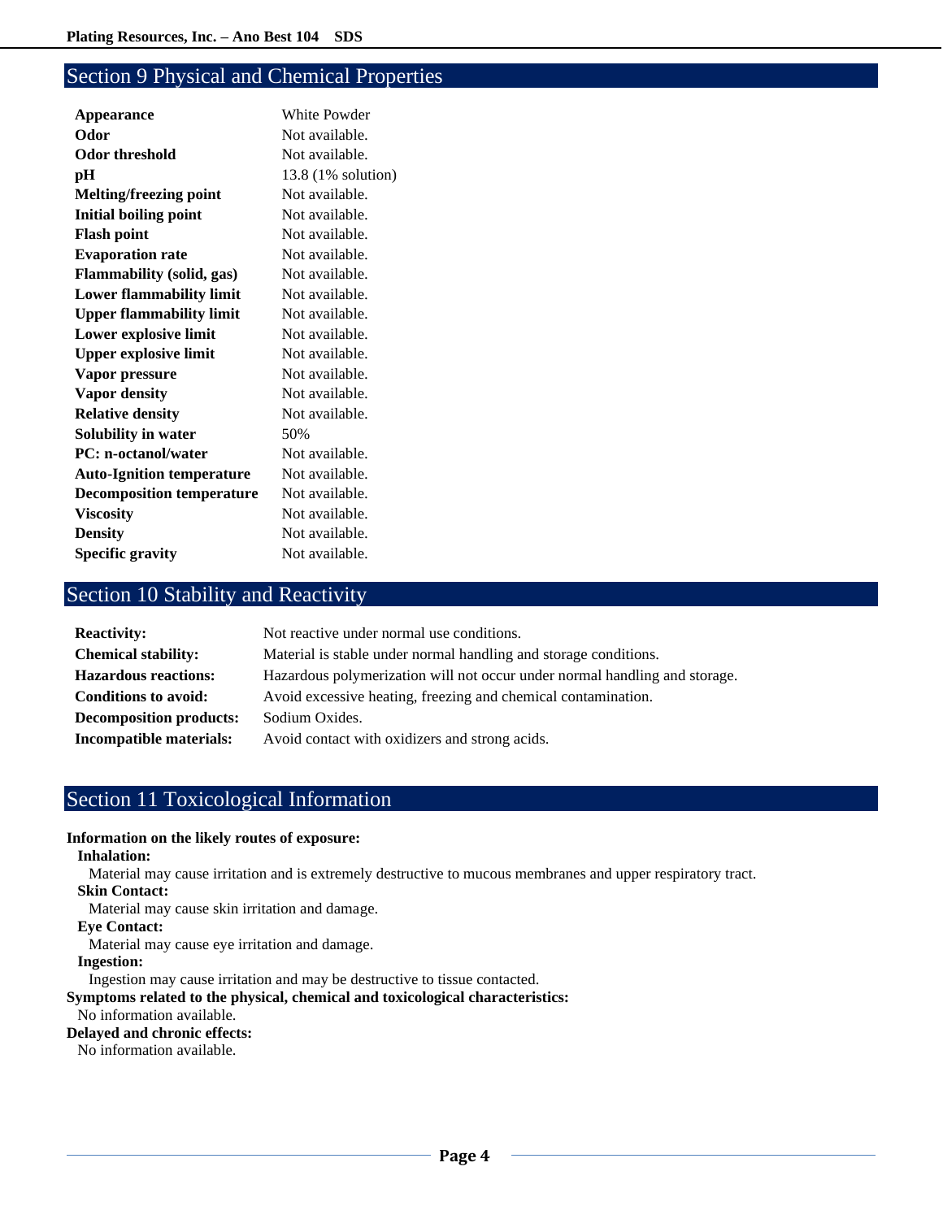## Section 9 Physical and Chemical Properties

| | |
|---|---|
| **Appearance** | White Powder |
| **Odor** | Not available. |
| **Odor threshold** | Not available. |
| **pH** | 13.8 (1% solution) |
| **Melting/freezing point** | Not available. |
| **Initial boiling point** | Not available. |
| **Flash point** | Not available. |
| **Evaporation rate** | Not available. |
| **Flammability (solid, gas)** | Not available. |
| **Lower flammability limit** | Not available. |
| **Upper flammability limit** | Not available. |
| **Lower explosive limit** | Not available. |
| **Upper explosive limit** | Not available. |
| **Vapor pressure** | Not available. |
| **Vapor density** | Not available. |
| **Relative density** | Not available. |
| **Solubility in water** | 50% |
| **PC: n-octanol/water** | Not available. |
| **Auto-Ignition temperature** | Not available. |
| **Decomposition temperature** | Not available. |
| **Viscosity** | Not available. |
| **Density** | Not available. |
| **Specific gravity** | Not available. |

## Section 10 Stability and Reactivity

| | |
|---|---|
| **Reactivity:** | Not reactive under normal use conditions. |
| **Chemical stability:** | Material is stable under normal handling and storage conditions. |
| **Hazardous reactions:** | Hazardous polymerization will not occur under normal handling and storage. |
| **Conditions to avoid:** | Avoid excessive heating, freezing and chemical contamination. |
| **Decomposition products:** | Sodium Oxides. |
| **Incompatible materials:** | Avoid contact with oxidizers and strong acids. |

## Section 11 Toxicological Information

**Information on the likely routes of exposure:**

**Inhalation:**

Material may cause irritation and is extremely destructive to mucous membranes and upper respiratory tract.

**Skin Contact:**

Material may cause skin irritation and damage.

**Eye Contact:**

Material may cause eye irritation and damage.

**Ingestion:**

Ingestion may cause irritation and may be destructive to tissue contacted.

**Symptoms related to the physical, chemical and toxicological characteristics:**

No information available.

**Delayed and chronic effects:**

No information available.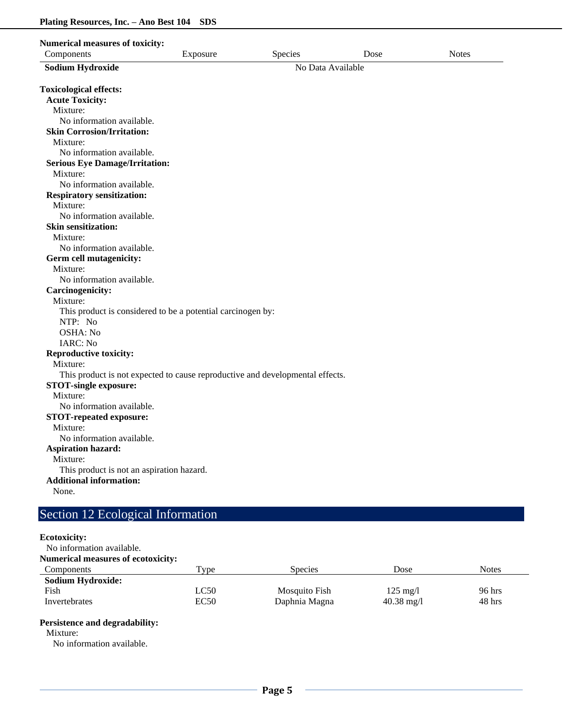**Numerical measures of toxicity:**

| Components | Exposure | Species | Dose | Notes |
|---|---|---|---|---|
| **Sodium Hydroxide** | | No Data Available | | |

**Toxicological effects:**

**Acute Toxicity:**
Mixture:
No information available.

**Skin Corrosion/Irritation:**
Mixture:
No information available.

**Serious Eye Damage/Irritation:**
Mixture:
No information available.

**Respiratory sensitization:**
Mixture:
No information available.

**Skin sensitization:**
Mixture:
No information available.

**Germ cell mutagenicity:**
Mixture:
No information available.

**Carcinogenicity:**
Mixture:
This product is considered to be a potential carcinogen by:
NTP: No
OSHA: No
IARC: No

**Reproductive toxicity:**
Mixture:
This product is not expected to cause reproductive and developmental effects.

**STOT-single exposure:**
Mixture:
No information available.

**STOT-repeated exposure:**
Mixture:
No information available.

**Aspiration hazard:**
Mixture:
This product is not an aspiration hazard.

**Additional information:**
None.

## Section 12 Ecological Information

**Ecotoxicity:**
No information available.

**Numerical measures of ecotoxicity:**

| Components | Type | Species | Dose | Notes |
|---|---|---|---|---|
| **Sodium Hydroxide:** | | | | |
| Fish | LC50 | Mosquito Fish | 125 mg/l | 96 hrs |
| Invertebrates | EC50 | Daphnia Magna | 40.38 mg/l | 48 hrs |

**Persistence and degradability:**
Mixture:
No information available.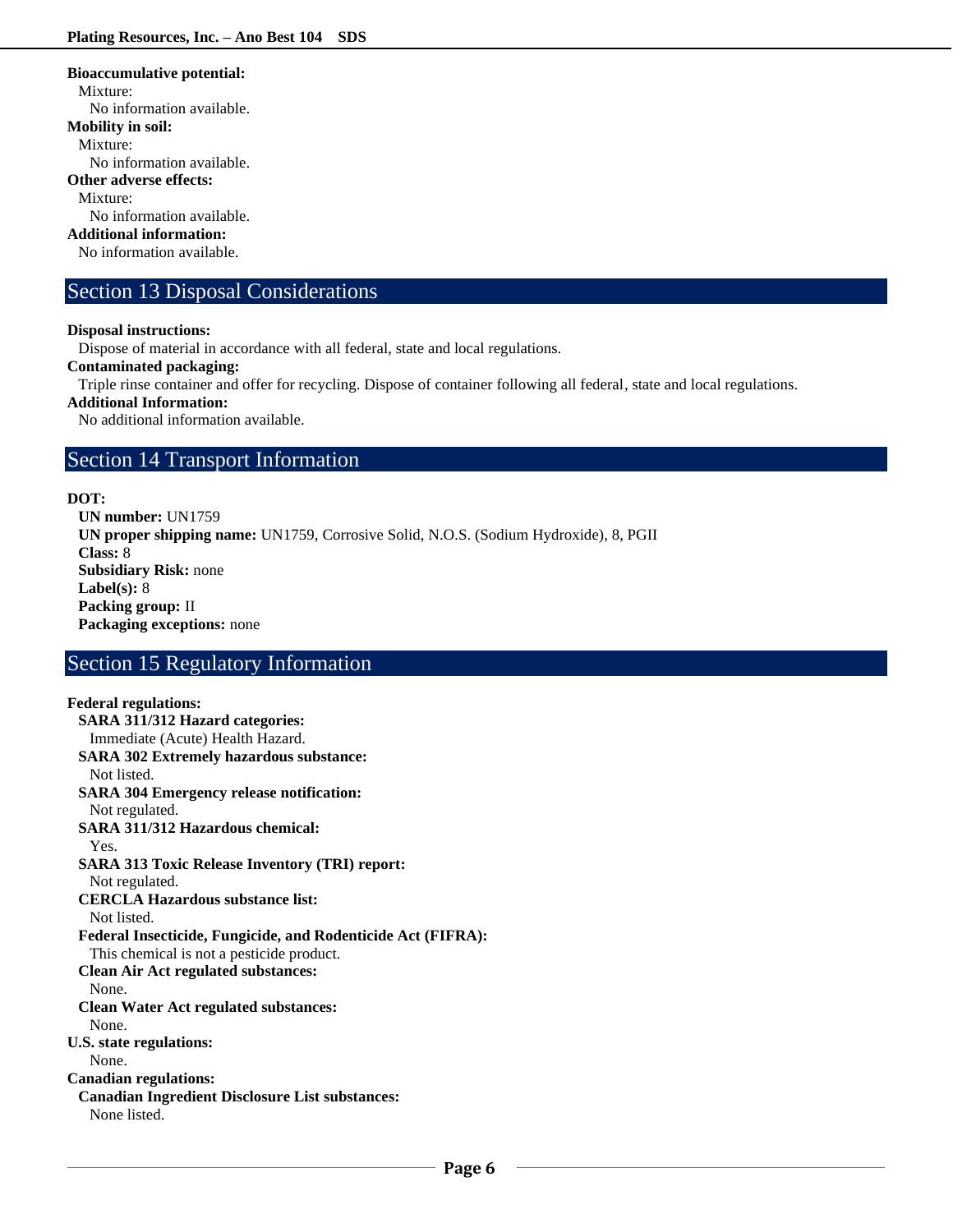**Bioaccumulative potential:**

Mixture:

No information available.

**Mobility in soil:**

Mixture:

No information available.

**Other adverse effects:**

Mixture:

No information available.

**Additional information:**

No information available.

## Section 13 Disposal Considerations

**Disposal instructions:**

Dispose of material in accordance with all federal, state and local regulations.

**Contaminated packaging:**

Triple rinse container and offer for recycling. Dispose of container following all federal, state and local regulations.

**Additional Information:**

No additional information available.

## Section 14 Transport Information

**DOT:**

**UN number:** UN1759

**UN proper shipping name:** UN1759, Corrosive Solid, N.O.S. (Sodium Hydroxide), 8, PGII

**Class:** 8

**Subsidiary Risk:** none

**Label(s):** 8

**Packing group:** II

**Packaging exceptions:** none

## Section 15 Regulatory Information

**Federal regulations:**

**SARA 311/312 Hazard categories:**

Immediate (Acute) Health Hazard.

**SARA 302 Extremely hazardous substance:**

Not listed.

**SARA 304 Emergency release notification:**

Not regulated.

**SARA 311/312 Hazardous chemical:**

Yes.

**SARA 313 Toxic Release Inventory (TRI) report:**

Not regulated.

**CERCLA Hazardous substance list:**

Not listed.

**Federal Insecticide, Fungicide, and Rodenticide Act (FIFRA):**

This chemical is not a pesticide product.

**Clean Air Act regulated substances:**

None.

**Clean Water Act regulated substances:**

None.

**U.S. state regulations:**

None.

**Canadian regulations:**

**Canadian Ingredient Disclosure List substances:**

None listed.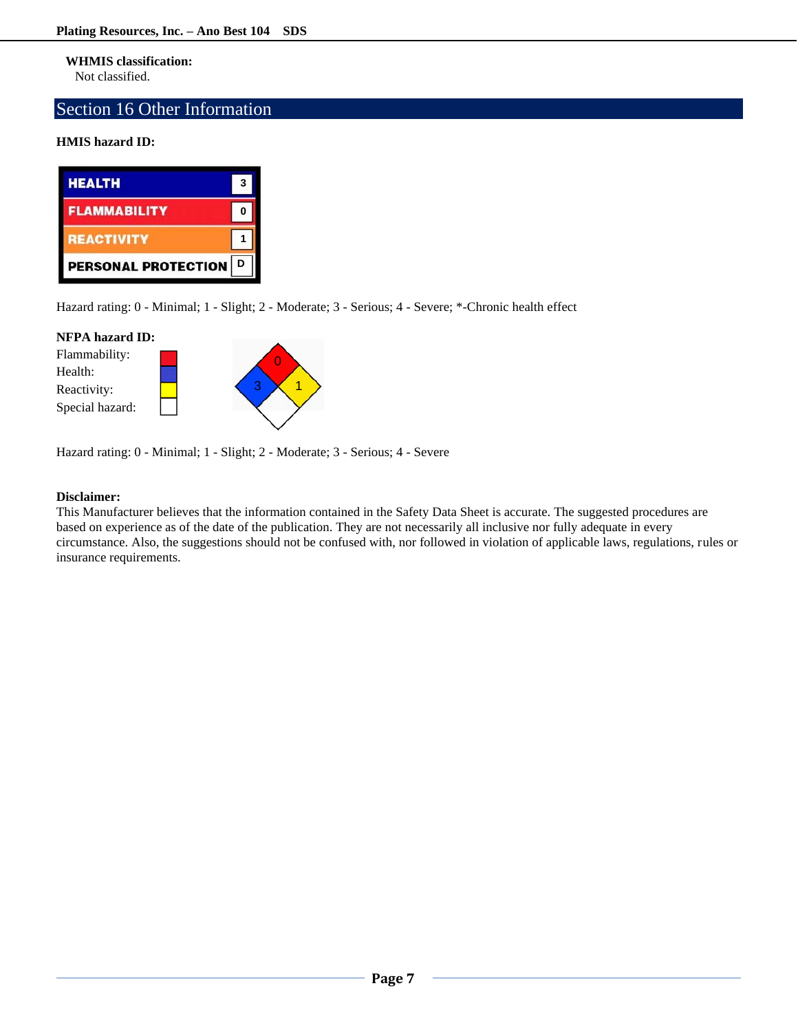**WHMIS classification:**
Not classified.

## Section 16 Other Information

**HMIS hazard ID:**

| | |
|---|---|
| HEALTH | 3 |
| FLAMMABILITY | 0 |
| REACTIVITY | 1 |
| PERSONAL PROTECTION | D |

Hazard rating: 0 - Minimal; 1 - Slight; 2 - Moderate; 3 - Serious; 4 - Severe; *-Chronic health effect

**NFPA hazard ID:**

Flammability:
Health:
Reactivity:
Special hazard:

0
3
1

Hazard rating: 0 - Minimal; 1 - Slight; 2 - Moderate; 3 - Serious; 4 - Severe

**Disclaimer:**
This Manufacturer believes that the information contained in the Safety Data Sheet is accurate. The suggested procedures are based on experience as of the date of the publication. They are not necessarily all inclusive nor fully adequate in every circumstance. Also, the suggestions should not be confused with, nor followed in violation of applicable laws, regulations, rules or insurance requirements.